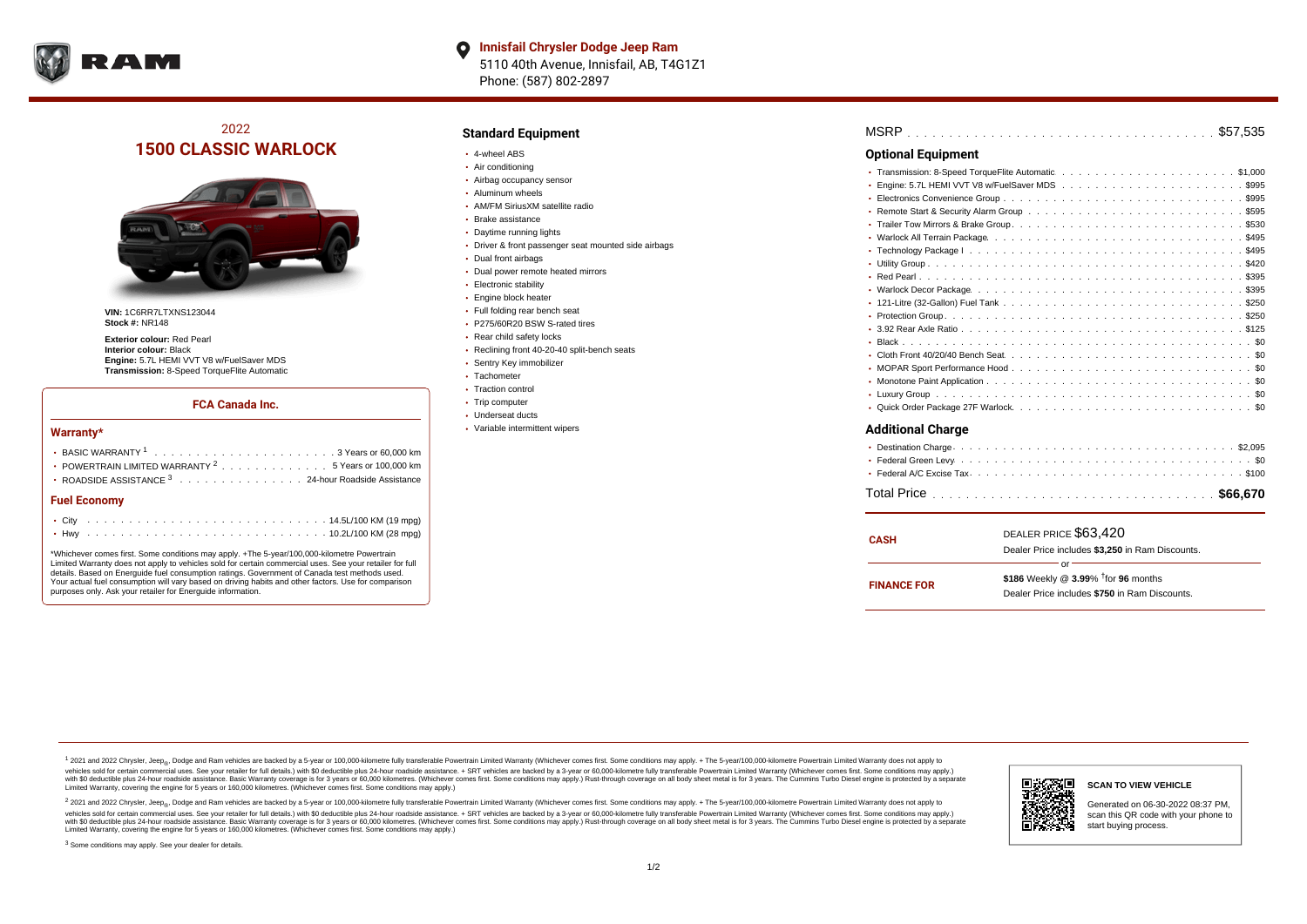**Innisfail Chrysler Dodge Jeep Ram**
5110 40th Avenue, Innisfail, AB, T4G1Z1
Phone: (587) 802-2897

# 2022
# 1500 CLASSIC WARLOCK

**VIN:** 1C6RR7LTXNS123044
**Stock #:** NR148

**Exterior colour:** Red Pearl
**Interior colour:** Black
**Engine:** 5.7L HEMI VVT V8 w/FuelSaver MDS
**Transmission:** 8-Speed TorqueFlite Automatic

### FCA Canada Inc.

### Warranty*

- BASIC WARRANTY [1] . . . . . . . . . . 3 Years or 60,000 km
- POWERTRAIN LIMITED WARRANTY [2] . . . . . . . . . . 5 Years or 100,000 km
- ROADSIDE ASSISTANCE [3] . . . . . . . . . . 24-hour Roadside Assistance

### Fuel Economy

- City . . . . . . . . . . 14.5L/100 KM (19 mpg)
- Hwy . . . . . . . . . . 10.2L/100 KM (28 mpg)

*Whichever comes first. Some conditions may apply. +The 5-year/100,000-kilometre Powertrain Limited Warranty does not apply to vehicles sold for certain commercial uses. See your retailer for full details. Based on Energuide fuel consumption ratings. Government of Canada test methods used. Your actual fuel consumption will vary based on driving habits and other factors. Use for comparison purposes only. Ask your retailer for Energuide information.

## Standard Equipment

- 4-wheel ABS
- Air conditioning
- Airbag occupancy sensor
- Aluminum wheels
- AM/FM SiriusXM satellite radio
- Brake assistance
- Daytime running lights
- Driver & front passenger seat mounted side airbags
- Dual front airbags
- Dual power remote heated mirrors
- Electronic stability
- Engine block heater
- Full folding rear bench seat
- P275/60R20 BSW S-rated tires
- Rear child safety locks
- Reclining front 40-20-40 split-bench seats
- Sentry Key immobilizer
- Tachometer
- Traction control
- Trip computer
- Underseat ducts
- Variable intermittent wipers

MSRP . . . . . . . . . . $57,535

## Optional Equipment

- Transmission: 8-Speed TorqueFlite Automatic . . . . . . . . . . $1,000
- Engine: 5.7L HEMI VVT V8 w/FuelSaver MDS . . . . . . . . . . $995
- Electronics Convenience Group . . . . . . . . . . $995
- Remote Start & Security Alarm Group . . . . . . . . . . $595
- Trailer Tow Mirrors & Brake Group . . . . . . . . . . $530
- Warlock All Terrain Package . . . . . . . . . . $495
- Technology Package I . . . . . . . . . . $495
- Utility Group . . . . . . . . . . $420
- Red Pearl . . . . . . . . . . $395
- Warlock Decor Package . . . . . . . . . . $395
- 121-Litre (32-Gallon) Fuel Tank . . . . . . . . . . $250
- Protection Group . . . . . . . . . . $250
- 3.92 Rear Axle Ratio . . . . . . . . . . $125
- Black . . . . . . . . . . $0
- Cloth Front 40/20/40 Bench Seat . . . . . . . . . . $0
- MOPAR Sport Performance Hood . . . . . . . . . . $0
- Monotone Paint Application . . . . . . . . . . $0
- Luxury Group . . . . . . . . . . $0
- Quick Order Package 27F Warlock . . . . . . . . . . $0

## Additional Charge

- Destination Charge . . . . . . . . . . $2,095
- Federal Green Levy . . . . . . . . . . $0
- Federal A/C Excise Tax . . . . . . . . . . $100

Total Price . . . . . . . . . . **$66,670**

| | |
|---|---|
| **CASH** | DEALER PRICE $63,420<br>Dealer Price includes **$3,250** in Ram Discounts. |
| | or |
| **FINANCE FOR** | **$186** Weekly @ **3.99**% †for **96** months<br>Dealer Price includes **$750** in Ram Discounts. |

[1] 2021 and 2022 Chrysler, Jeep®, Dodge and Ram vehicles are backed by a 5-year or 100,000-kilometre fully transferable Powertrain Limited Warranty (Whichever comes first. Some conditions may apply. + The 5-year/100,000-kilometre Powertrain Limited Warranty does not apply to vehicles sold for certain commercial uses. See your retailer for full details.) with $0 deductible plus 24-hour roadside assistance. + SRT vehicles are backed by a 3-year or 60,000-kilometre fully transferable Powertrain Limited Warranty (Whichever comes first. Some conditions may apply.) with $0 deductible plus 24-hour roadside assistance. Basic Warranty coverage is for 3 years or 60,000 kilometres. (Whichever comes first. Some conditions may apply.) Rust-through coverage on all body sheet metal is for 3 years. The Cummins Turbo Diesel engine is protected by a separate Limited Warranty, covering the engine for 5 years or 160,000 kilometres. (Whichever comes first. Some conditions may apply.)

[2] 2021 and 2022 Chrysler, Jeep®, Dodge and Ram vehicles are backed by a 5-year or 100,000-kilometre fully transferable Powertrain Limited Warranty (Whichever comes first. Some conditions may apply. + The 5-year/100,000-kilometre Powertrain Limited Warranty does not apply to vehicles sold for certain commercial uses. See your retailer for full details.) with $0 deductible plus 24-hour roadside assistance. + SRT vehicles are backed by a 3-year or 60,000-kilometre fully transferable Powertrain Limited Warranty (Whichever comes first. Some conditions may apply.) with $0 deductible plus 24-hour roadside assistance. Basic Warranty coverage is for 3 years or 60,000 kilometres. (Whichever comes first. Some conditions may apply.) Rust-through coverage on all body sheet metal is for 3 years. The Cummins Turbo Diesel engine is protected by a separate Limited Warranty, covering the engine for 5 years or 160,000 kilometres. (Whichever comes first. Some conditions may apply.)

[3] Some conditions may apply. See your dealer for details.

**SCAN TO VIEW VEHICLE**

Generated on 06-30-2022 08:37 PM, scan this QR code with your phone to start buying process.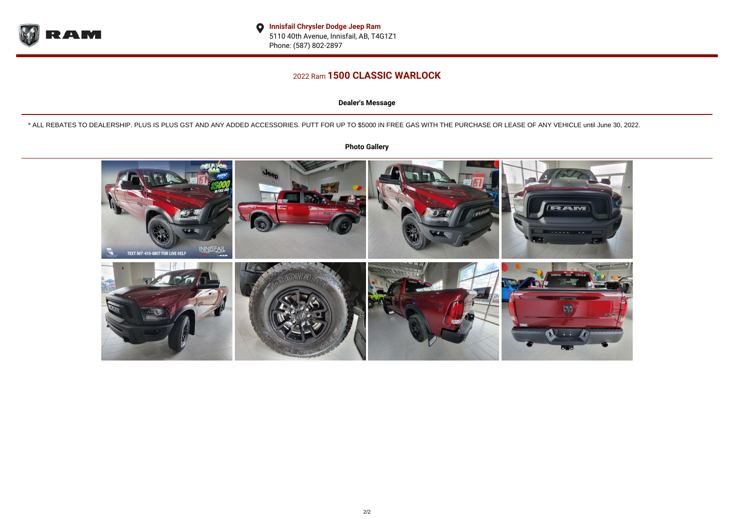**Innisfail Chrysler Dodge Jeep Ram**
5110 40th Avenue, Innisfail, AB, T4G1Z1
Phone: (587) 802-2897

# 2022 Ram **1500 CLASSIC WARLOCK**

## Dealer's Message

* ALL REBATES TO DEALERSHIP. PLUS IS PLUS GST AND ANY ADDED ACCESSORIES. PUTT FOR UP TO $5000 IN FREE GAS WITH THE PURCHASE OR LEASE OF ANY VEHICLE until June 30, 2022.

## Photo Gallery